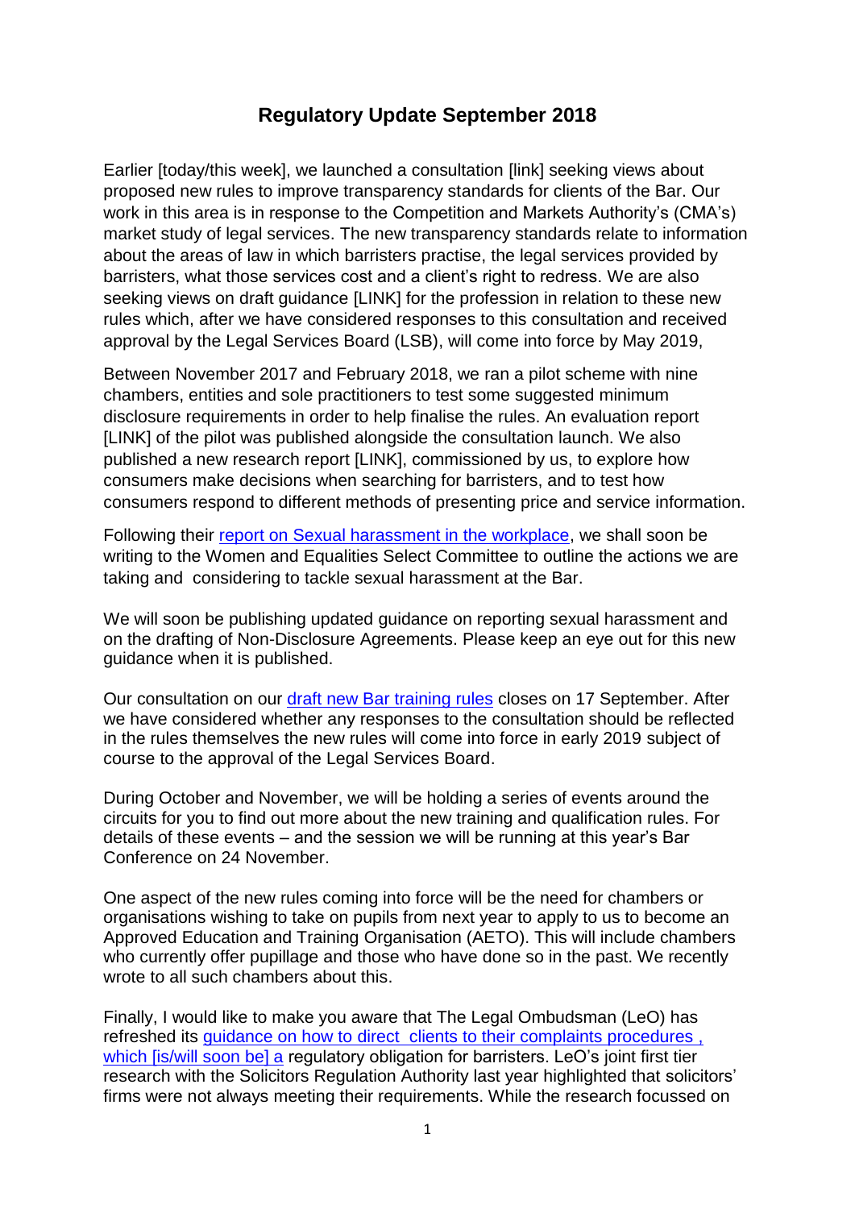# Regulatory Update September 2018

Earlier [today/this week], we launched a consultation [link] seeking views about proposed new rules to improve transparency standards for clients of the Bar. Our work in this area is in response to the Competition and Markets Authority's (CMA's) market study of legal services. The new transparency standards relate to information about the areas of law in which barristers practise, the legal services provided by barristers, what those services cost and a client's right to redress. We are also seeking views on draft guidance [LINK] for the profession in relation to these new rules which, after we have considered responses to this consultation and received approval by the Legal Services Board (LSB), will come into force by May 2019,

Between November 2017 and February 2018, we ran a pilot scheme with nine chambers, entities and sole practitioners to test some suggested minimum disclosure requirements in order to help finalise the rules. An evaluation report [LINK] of the pilot was published alongside the consultation launch. We also published a new research report [LINK], commissioned by us, to explore how consumers make decisions when searching for barristers, and to test how consumers respond to different methods of presenting price and service information.

Following their report on Sexual harassment in the workplace, we shall soon be writing to the Women and Equalities Select Committee to outline the actions we are taking and considering to tackle sexual harassment at the Bar.

We will soon be publishing updated guidance on reporting sexual harassment and on the drafting of Non-Disclosure Agreements. Please keep an eye out for this new guidance when it is published.

Our consultation on our draft new Bar training rules closes on 17 September. After we have considered whether any responses to the consultation should be reflected in the rules themselves the new rules will come into force in early 2019 subject of course to the approval of the Legal Services Board.

During October and November, we will be holding a series of events around the circuits for you to find out more about the new training and qualification rules. For details of these events – and the session we will be running at this year's Bar Conference on 24 November.

One aspect of the new rules coming into force will be the need for chambers or organisations wishing to take on pupils from next year to apply to us to become an Approved Education and Training Organisation (AETO). This will include chambers who currently offer pupillage and those who have done so in the past. We recently wrote to all such chambers about this.

Finally, I would like to make you aware that The Legal Ombudsman (LeO) has refreshed its guidance on how to direct clients to their complaints procedures , which [is/will soon be] a regulatory obligation for barristers. LeO's joint first tier research with the Solicitors Regulation Authority last year highlighted that solicitors' firms were not always meeting their requirements. While the research focussed on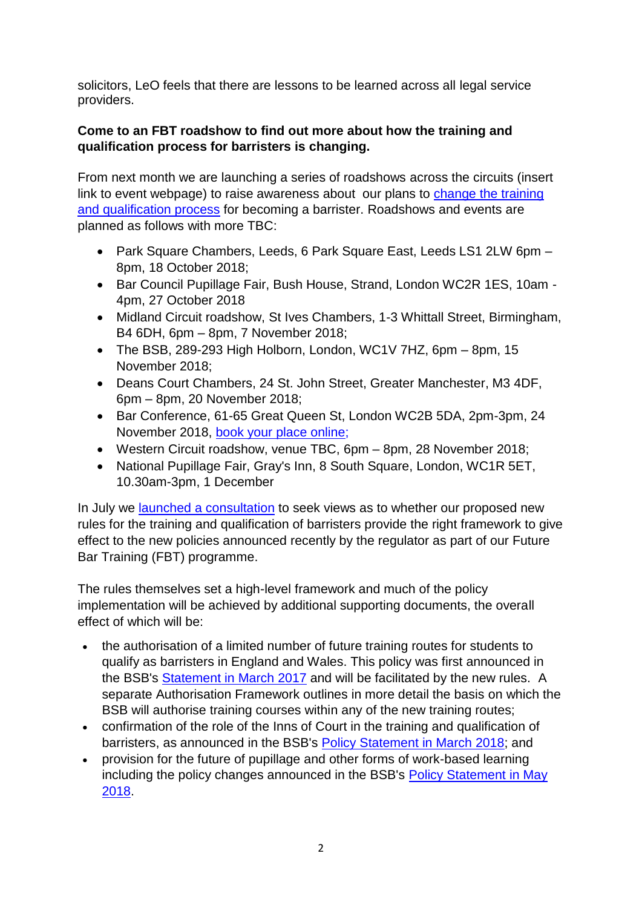solicitors, LeO feels that there are lessons to be learned across all legal service providers.

**Come to an FBT roadshow to find out more about how the training and qualification process for barristers is changing.**

From next month we are launching a series of roadshows across the circuits (insert link to event webpage) to raise awareness about our plans to change the training and qualification process for becoming a barrister. Roadshows and events are planned as follows with more TBC:

- Park Square Chambers, Leeds, 6 Park Square East, Leeds LS1 2LW 6pm – 8pm, 18 October 2018;
- Bar Council Pupillage Fair, Bush House, Strand, London WC2R 1ES, 10am - 4pm, 27 October 2018
- Midland Circuit roadshow, St Ives Chambers, 1-3 Whittall Street, Birmingham, B4 6DH, 6pm – 8pm, 7 November 2018;
- The BSB, 289-293 High Holborn, London, WC1V 7HZ, 6pm – 8pm, 15 November 2018;
- Deans Court Chambers, 24 St. John Street, Greater Manchester, M3 4DF, 6pm – 8pm, 20 November 2018;
- Bar Conference, 61-65 Great Queen St, London WC2B 5DA, 2pm-3pm, 24 November 2018, book your place online;
- Western Circuit roadshow, venue TBC, 6pm – 8pm, 28 November 2018;
- National Pupillage Fair, Gray's Inn, 8 South Square, London, WC1R 5ET, 10.30am-3pm, 1 December

In July we launched a consultation to seek views as to whether our proposed new rules for the training and qualification of barristers provide the right framework to give effect to the new policies announced recently by the regulator as part of our Future Bar Training (FBT) programme.

The rules themselves set a high-level framework and much of the policy implementation will be achieved by additional supporting documents, the overall effect of which will be:

- the authorisation of a limited number of future training routes for students to qualify as barristers in England and Wales. This policy was first announced in the BSB's Statement in March 2017 and will be facilitated by the new rules. A separate Authorisation Framework outlines in more detail the basis on which the BSB will authorise training courses within any of the new training routes;
- confirmation of the role of the Inns of Court in the training and qualification of barristers, as announced in the BSB's Policy Statement in March 2018; and
- provision for the future of pupillage and other forms of work-based learning including the policy changes announced in the BSB's Policy Statement in May 2018.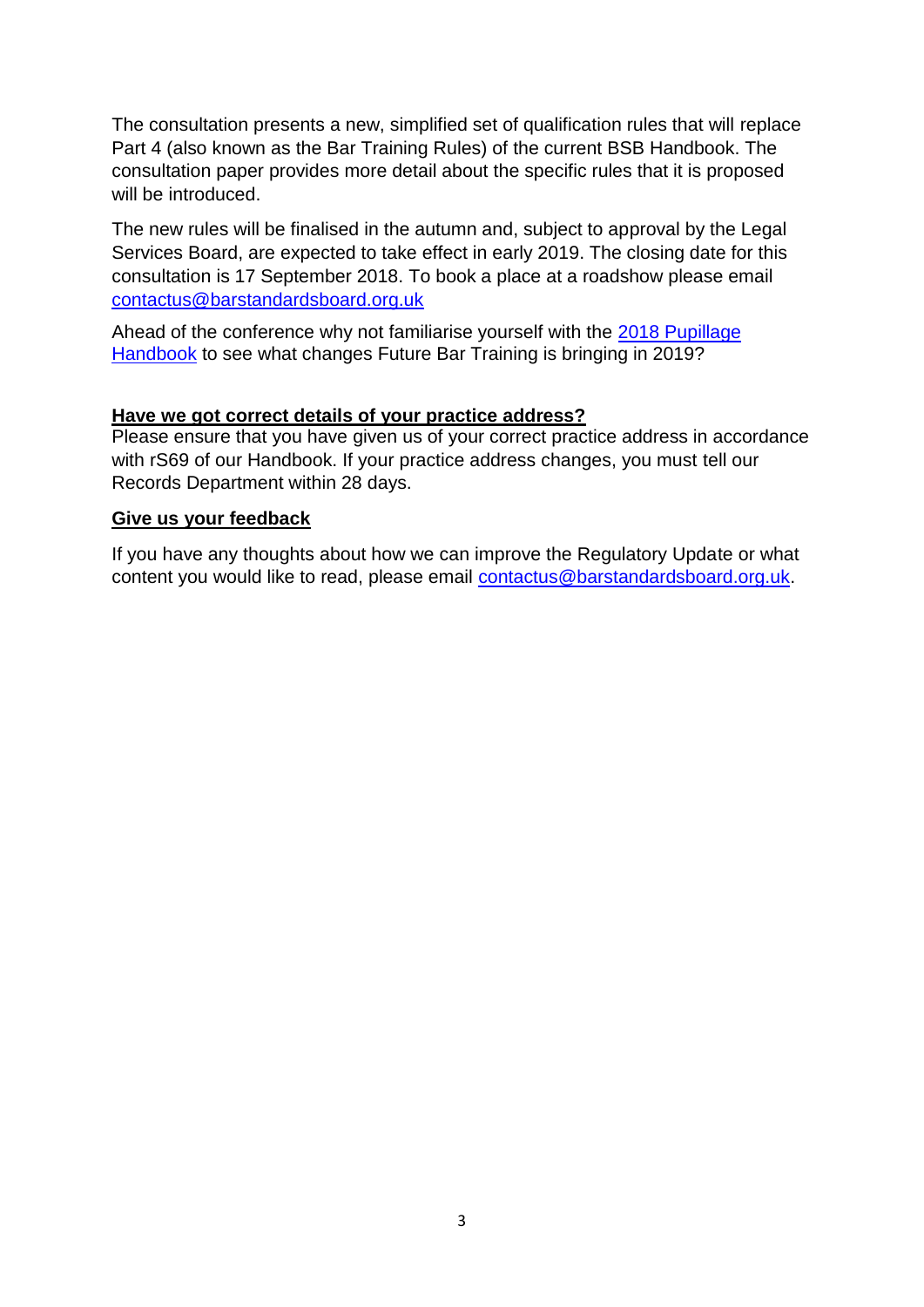The consultation presents a new, simplified set of qualification rules that will replace Part 4 (also known as the Bar Training Rules) of the current BSB Handbook. The consultation paper provides more detail about the specific rules that it is proposed will be introduced.

The new rules will be finalised in the autumn and, subject to approval by the Legal Services Board, are expected to take effect in early 2019. The closing date for this consultation is 17 September 2018. To book a place at a roadshow please email contactus@barstandardsboard.org.uk

Ahead of the conference why not familiarise yourself with the 2018 Pupillage Handbook to see what changes Future Bar Training is bringing in 2019?

**Have we got correct details of your practice address?**

Please ensure that you have given us of your correct practice address in accordance with rS69 of our Handbook. If your practice address changes, you must tell our Records Department within 28 days.

**Give us your feedback**

If you have any thoughts about how we can improve the Regulatory Update or what content you would like to read, please email contactus@barstandardsboard.org.uk.